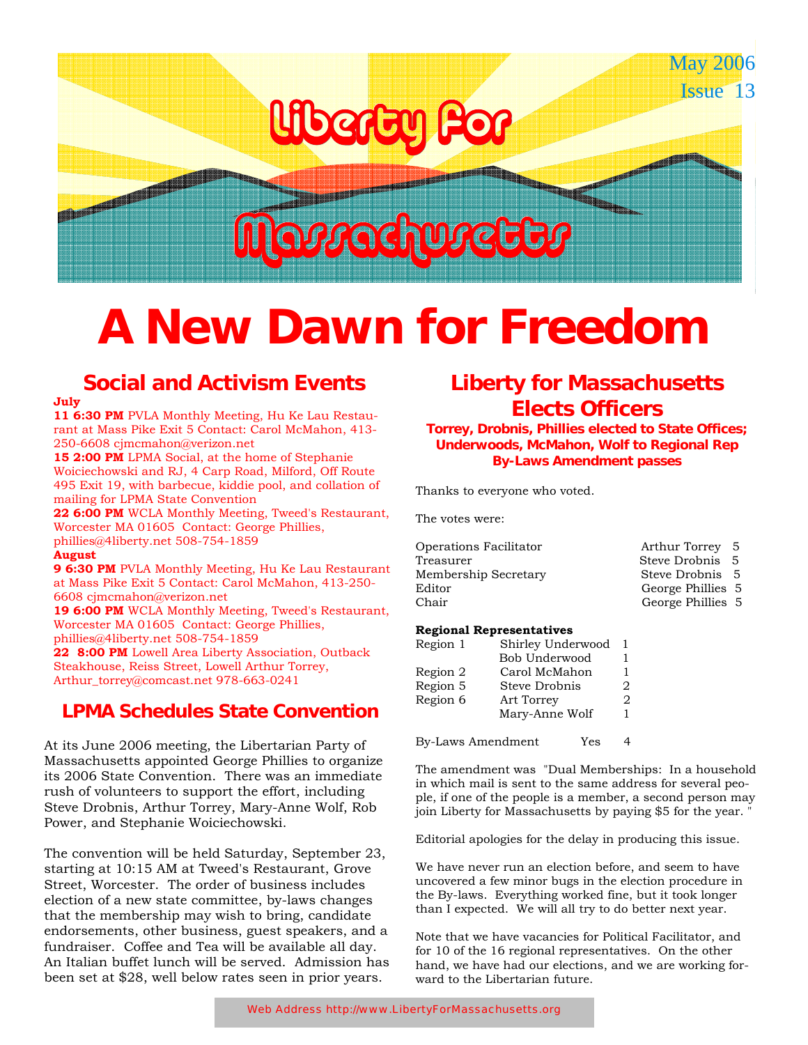# Liberty for Massachusetts

May 2006
Issue 13

# A New Dawn for Freedom

## Social and Activism Events

**July**

**11 6:30 PM** PVLA Monthly Meeting, Hu Ke Lau Restaurant at Mass Pike Exit 5 Contact: Carol McMahon, 413-250-6608 cjmcmahon@verizon.net

**15 2:00 PM** LPMA Social, at the home of Stephanie Woiciechowski and RJ, 4 Carp Road, Milford, Off Route 495 Exit 19, with barbecue, kiddie pool, and collation of mailing for LPMA State Convention

**22 6:00 PM** WCLA Monthly Meeting, Tweed's Restaurant, Worcester MA 01605 Contact: George Phillies, phillies@4liberty.net 508-754-1859

**August**

**9 6:30 PM** PVLA Monthly Meeting, Hu Ke Lau Restaurant at Mass Pike Exit 5 Contact: Carol McMahon, 413-250-6608 cjmcmahon@verizon.net

**19 6:00 PM** WCLA Monthly Meeting, Tweed's Restaurant, Worcester MA 01605 Contact: George Phillies, phillies@4liberty.net 508-754-1859

**22 8:00 PM** Lowell Area Liberty Association, Outback Steakhouse, Reiss Street, Lowell Arthur Torrey, Arthur_torrey@comcast.net 978-663-0241

## LPMA Schedules State Convention

At its June 2006 meeting, the Libertarian Party of Massachusetts appointed George Phillies to organize its 2006 State Convention. There was an immediate rush of volunteers to support the effort, including Steve Drobnis, Arthur Torrey, Mary-Anne Wolf, Rob Power, and Stephanie Woiciechowski.

The convention will be held Saturday, September 23, starting at 10:15 AM at Tweed's Restaurant, Grove Street, Worcester. The order of business includes election of a new state committee, by-laws changes that the membership may wish to bring, candidate endorsements, other business, guest speakers, and a fundraiser. Coffee and Tea will be available all day. An Italian buffet lunch will be served. Admission has been set at $28, well below rates seen in prior years.

## Liberty for Massachusetts Elects Officers

**Torrey, Drobnis, Phillies elected to State Offices; Underwoods, McMahon, Wolf to Regional Rep By-Laws Amendment passes**

Thanks to everyone who voted.

The votes were:

| Office | Name | Votes |
|---|---|---|
| Operations Facilitator | Arthur Torrey | 5 |
| Treasurer | Steve Drobnis | 5 |
| Membership Secretary | Steve Drobnis | 5 |
| Editor | George Phillies | 5 |
| Chair | George Phillies | 5 |

**Regional Representatives**

| Region | Name | Votes |
|---|---|---|
| Region 1 | Shirley Underwood | 1 |
| | Bob Underwood | 1 |
| Region 2 | Carol McMahon | 1 |
| Region 5 | Steve Drobnis | 2 |
| Region 6 | Art Torrey | 2 |
| | Mary-Anne Wolf | 1 |

By-Laws Amendment Yes 4

The amendment was "Dual Memberships: In a household in which mail is sent to the same address for several people, if one of the people is a member, a second person may join Liberty for Massachusetts by paying $5 for the year."

Editorial apologies for the delay in producing this issue.

We have never run an election before, and seem to have uncovered a few minor bugs in the election procedure in the By-laws. Everything worked fine, but it took longer than I expected. We will all try to do better next year.

Note that we have vacancies for Political Facilitator, and for 10 of the 16 regional representatives. On the other hand, we have had our elections, and we are working forward to the Libertarian future.

Web Address http://www.LibertyForMassachusetts.org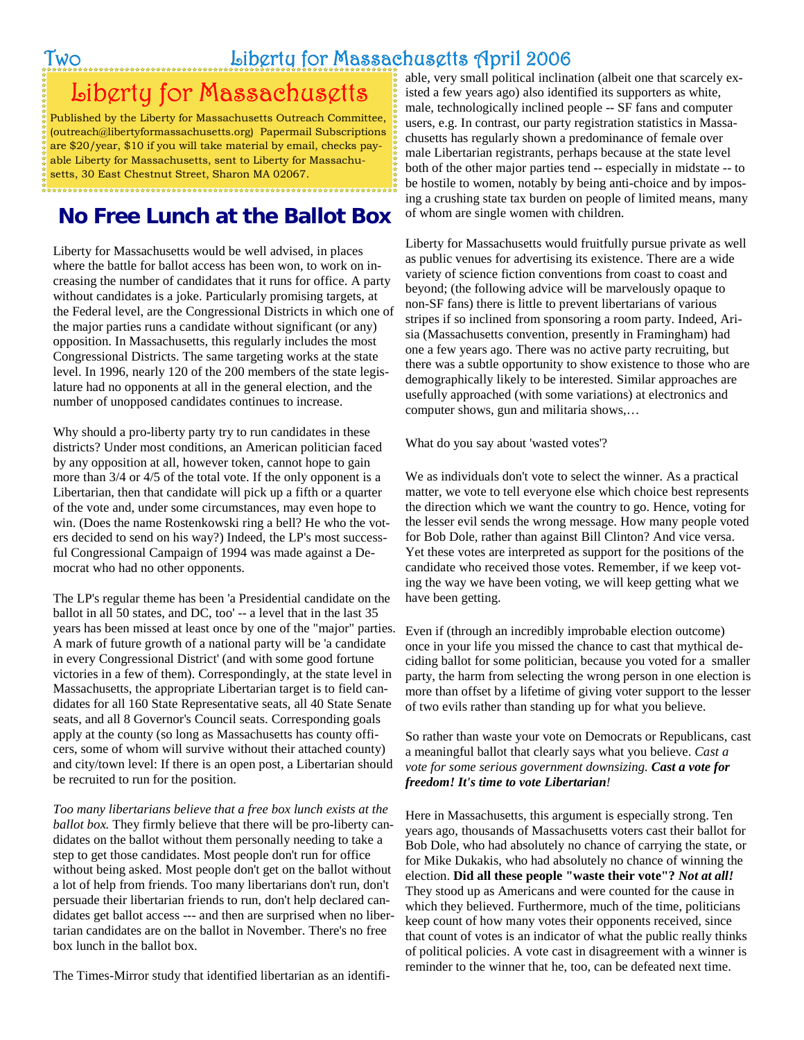# Liberty for Massachusetts

Published by the Liberty for Massachusetts Outreach Committee, (outreach@libertyformassachusetts.org) Papermail Subscriptions are $20/year, $10 if you will take material by email, checks payable Liberty for Massachusetts, sent to Liberty for Massachusetts, 30 East Chestnut Street, Sharon MA 02067.

## No Free Lunch at the Ballot Box

Liberty for Massachusetts would be well advised, in places where the battle for ballot access has been won, to work on increasing the number of candidates that it runs for office. A party without candidates is a joke. Particularly promising targets, at the Federal level, are the Congressional Districts in which one of the major parties runs a candidate without significant (or any) opposition. In Massachusetts, this regularly includes the most Congressional Districts. The same targeting works at the state level. In 1996, nearly 120 of the 200 members of the state legislature had no opponents at all in the general election, and the number of unopposed candidates continues to increase.

Why should a pro-liberty party try to run candidates in these districts? Under most conditions, an American politician faced by any opposition at all, however token, cannot hope to gain more than 3/4 or 4/5 of the total vote. If the only opponent is a Libertarian, then that candidate will pick up a fifth or a quarter of the vote and, under some circumstances, may even hope to win. (Does the name Rostenkowski ring a bell? He who the voters decided to send on his way?) Indeed, the LP's most successful Congressional Campaign of 1994 was made against a Democrat who had no other opponents.

The LP's regular theme has been 'a Presidential candidate on the ballot in all 50 states, and DC, too' -- a level that in the last 35 years has been missed at least once by one of the "major" parties. A mark of future growth of a national party will be 'a candidate in every Congressional District' (and with some good fortune victories in a few of them). Correspondingly, at the state level in Massachusetts, the appropriate Libertarian target is to field candidates for all 160 State Representative seats, all 40 State Senate seats, and all 8 Governor's Council seats. Corresponding goals apply at the county (so long as Massachusetts has county officers, some of whom will survive without their attached county) and city/town level: If there is an open post, a Libertarian should be recruited to run for the position.

*Too many libertarians believe that a free box lunch exists at the ballot box.* They firmly believe that there will be pro-liberty candidates on the ballot without them personally needing to take a step to get those candidates. Most people don't run for office without being asked. Most people don't get on the ballot without a lot of help from friends. Too many libertarians don't run, don't persuade their libertarian friends to run, don't help declared candidates get ballot access --- and then are surprised when no libertarian candidates are on the ballot in November. There's no free box lunch in the ballot box.

The Times-Mirror study that identified libertarian as an identifiable, very small political inclination (albeit one that scarcely existed a few years ago) also identified its supporters as white, male, technologically inclined people -- SF fans and computer users, e.g. In contrast, our party registration statistics in Massachusetts has regularly shown a predominance of female over male Libertarian registrants, perhaps because at the state level both of the other major parties tend -- especially in midstate -- to be hostile to women, notably by being anti-choice and by imposing a crushing state tax burden on people of limited means, many of whom are single women with children.

Liberty for Massachusetts would fruitfully pursue private as well as public venues for advertising its existence. There are a wide variety of science fiction conventions from coast to coast and beyond; (the following advice will be marvelously opaque to non-SF fans) there is little to prevent libertarians of various stripes if so inclined from sponsoring a room party. Indeed, Arisia (Massachusetts convention, presently in Framingham) had one a few years ago. There was no active party recruiting, but there was a subtle opportunity to show existence to those who are demographically likely to be interested. Similar approaches are usefully approached (with some variations) at electronics and computer shows, gun and militaria shows,…

What do you say about 'wasted votes'?

We as individuals don't vote to select the winner. As a practical matter, we vote to tell everyone else which choice best represents the direction which we want the country to go. Hence, voting for the lesser evil sends the wrong message. How many people voted for Bob Dole, rather than against Bill Clinton? And vice versa. Yet these votes are interpreted as support for the positions of the candidate who received those votes. Remember, if we keep voting the way we have been voting, we will keep getting what we have been getting.

Even if (through an incredibly improbable election outcome) once in your life you missed the chance to cast that mythical deciding ballot for some politician, because you voted for a smaller party, the harm from selecting the wrong person in one election is more than offset by a lifetime of giving voter support to the lesser of two evils rather than standing up for what you believe.

So rather than waste your vote on Democrats or Republicans, cast a meaningful ballot that clearly says what you believe. *Cast a vote for some serious government downsizing.* ***Cast a vote for freedom! It's time to vote Libertarian!***

Here in Massachusetts, this argument is especially strong. Ten years ago, thousands of Massachusetts voters cast their ballot for Bob Dole, who had absolutely no chance of carrying the state, or for Mike Dukakis, who had absolutely no chance of winning the election. **Did all these people "waste their vote"?** ***Not at all!*** They stood up as Americans and were counted for the cause in which they believed. Furthermore, much of the time, politicians keep count of how many votes their opponents received, since that count of votes is an indicator of what the public really thinks of political policies. A vote cast in disagreement with a winner is reminder to the winner that he, too, can be defeated next time.